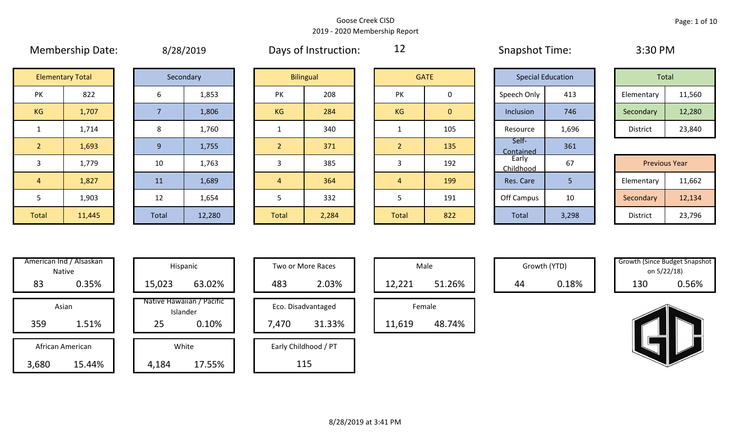Goose Creek CISD
2019 - 2020 Membership Report

Membership Date: 8/28/2019 | Days of Instruction: 12 | Snapshot Time: 3:30 PM

| Elementary Total | |
|---|---|
| PK | 822 |
| KG | 1,707 |
| 1 | 1,714 |
| 2 | 1,693 |
| 3 | 1,779 |
| 4 | 1,827 |
| 5 | 1,903 |
| Total | 11,445 |

| Secondary | |
|---|---|
| 6 | 1,853 |
| 7 | 1,806 |
| 8 | 1,760 |
| 9 | 1,755 |
| 10 | 1,763 |
| 11 | 1,689 |
| 12 | 1,654 |
| Total | 12,280 |

| Bilingual | |
|---|---|
| PK | 208 |
| KG | 284 |
| 1 | 340 |
| 2 | 371 |
| 3 | 385 |
| 4 | 364 |
| 5 | 332 |
| Total | 2,284 |

| GATE | |
|---|---|
| PK | 0 |
| KG | 0 |
| 1 | 105 |
| 2 | 135 |
| 3 | 192 |
| 4 | 199 |
| 5 | 191 |
| Total | 822 |

| Special Education | |
|---|---|
| Speech Only | 413 |
| Inclusion | 746 |
| Resource | 1,696 |
| Self-Contained | 361 |
| Early Childhood | 67 |
| Res. Care | 5 |
| Off Campus | 10 |
| Total | 3,298 |

| Total | |
|---|---|
| Elementary | 11,560 |
| Secondary | 12,280 |
| District | 23,840 |

| Previous Year | |
|---|---|
| Elementary | 11,662 |
| Secondary | 12,134 |
| District | 23,796 |

| Category | Count | Percent |
|---|---|---|
| American Ind / Alsaskan Native | 83 | 0.35% |
| Asian | 359 | 1.51% |
| African American | 3,680 | 15.44% |
| Hispanic | 15,023 | 63.02% |
| Native Hawaiian / Pacific Islander | 25 | 0.10% |
| White | 4,184 | 17.55% |
| Two or More Races | 483 | 2.03% |
| Eco. Disadvantaged | 7,470 | 31.33% |
| Early Childhood / PT | 115 | |
| Male | 12,221 | 51.26% |
| Female | 11,619 | 48.74% |
| Growth (YTD) | 44 | 0.18% |
| Growth (Since Budget Snapshot on 5/22/18) | 130 | 0.56% |

8/28/2019 at 3:41 PM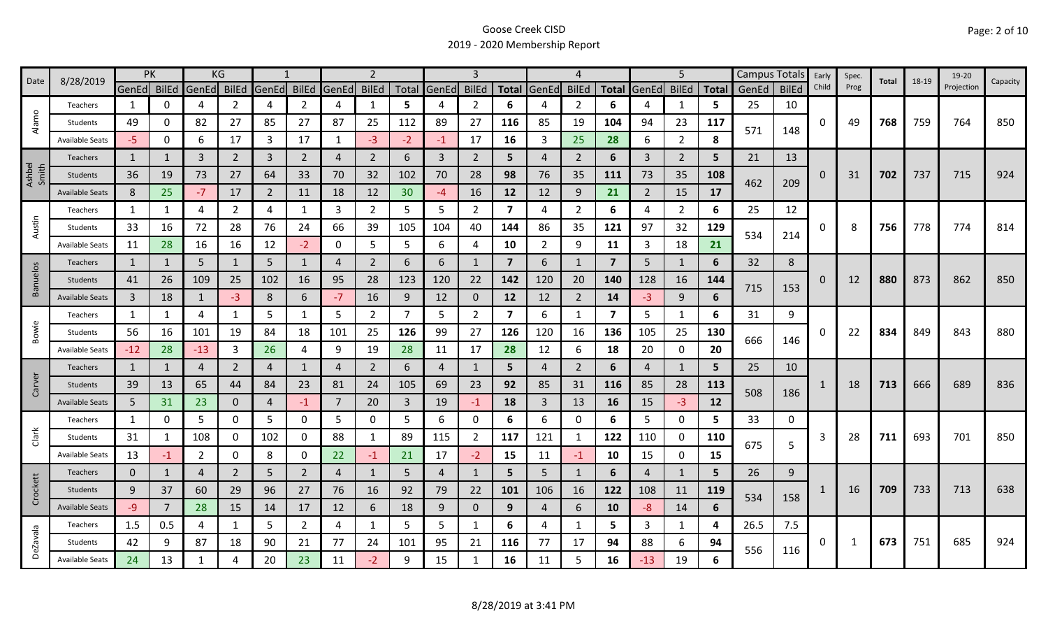Goose Creek CISD
2019 - 2020 Membership Report

| Date | 8/28/2019 | PK | | KG | | 1 | | 2 | | | 3 | | | 4 | | | 5 | | | Campus Totals | | Early Child | Spec. Prog | Total | 18-19 | 19-20 Projection | Capacity |
|---|---|---|---|---|---|---|---|---|---|---|---|---|---|---|---|---|---|---|---|---|---|---|---|---|---|---|---|
| | | GenEd | BilEd | GenEd | BilEd | GenEd | BilEd | GenEd | BilEd | Total | GenEd | BilEd | Total | GenEd | BilEd | Total | GenEd | BilEd | Total | GenEd | BilEd | | | | | | |
| Alamo | Teachers | 1 | 0 | 4 | 2 | 4 | 2 | 4 | 1 | 5 | 4 | 2 | 6 | 4 | 2 | 6 | 4 | 1 | 5 | 25 | 10 | 0 | 49 | 768 | 759 | 764 | 850 |
| | Students | 49 | 0 | 82 | 27 | 85 | 27 | 87 | 25 | 112 | 89 | 27 | 116 | 85 | 19 | 104 | 94 | 23 | 117 | 571 | 148 | | | | | | |
| | Available Seats | -5 | 0 | 6 | 17 | 3 | 17 | 1 | -3 | -2 | -1 | 17 | 16 | 3 | 25 | 28 | 6 | 2 | 8 | | | | | | | | |
| Ashbel Smith | Teachers | 1 | 1 | 3 | 2 | 3 | 2 | 4 | 2 | 6 | 3 | 2 | 5 | 4 | 2 | 6 | 3 | 2 | 5 | 21 | 13 | 0 | 31 | 702 | 737 | 715 | 924 |
| | Students | 36 | 19 | 73 | 27 | 64 | 33 | 70 | 32 | 102 | 70 | 28 | 98 | 76 | 35 | 111 | 73 | 35 | 108 | 462 | 209 | | | | | | |
| | Available Seats | 8 | 25 | -7 | 17 | 2 | 11 | 18 | 12 | 30 | -4 | 16 | 12 | 12 | 9 | 21 | 2 | 15 | 17 | | | | | | | | |
| Austin | Teachers | 1 | 1 | 4 | 2 | 4 | 1 | 3 | 2 | 5 | 5 | 2 | 7 | 4 | 2 | 6 | 4 | 2 | 6 | 25 | 12 | 0 | 8 | 756 | 778 | 774 | 814 |
| | Students | 33 | 16 | 72 | 28 | 76 | 24 | 66 | 39 | 105 | 104 | 40 | 144 | 86 | 35 | 121 | 97 | 32 | 129 | 534 | 214 | | | | | | |
| | Available Seats | 11 | 28 | 16 | 16 | 12 | -2 | 0 | 5 | 5 | 6 | 4 | 10 | 2 | 9 | 11 | 3 | 18 | 21 | | | | | | | | |
| Banuelos | Teachers | 1 | 1 | 5 | 1 | 5 | 1 | 4 | 2 | 6 | 6 | 1 | 7 | 6 | 1 | 7 | 5 | 1 | 6 | 32 | 8 | 0 | 12 | 880 | 873 | 862 | 850 |
| | Students | 41 | 26 | 109 | 25 | 102 | 16 | 95 | 28 | 123 | 120 | 22 | 142 | 120 | 20 | 140 | 128 | 16 | 144 | 715 | 153 | | | | | | |
| | Available Seats | 3 | 18 | 1 | -3 | 8 | 6 | -7 | 16 | 9 | 12 | 0 | 12 | 12 | 2 | 14 | -3 | 9 | 6 | | | | | | | | |
| Bowie | Teachers | 1 | 1 | 4 | 1 | 5 | 1 | 5 | 2 | 7 | 5 | 2 | 7 | 6 | 1 | 7 | 5 | 1 | 6 | 31 | 9 | 0 | 22 | 834 | 849 | 843 | 880 |
| | Students | 56 | 16 | 101 | 19 | 84 | 18 | 101 | 25 | 126 | 99 | 27 | 126 | 120 | 16 | 136 | 105 | 25 | 130 | 666 | 146 | | | | | | |
| | Available Seats | -12 | 28 | -13 | 3 | 26 | 4 | 9 | 19 | 28 | 11 | 17 | 28 | 12 | 6 | 18 | 20 | 0 | 20 | | | | | | | | |
| Carver | Teachers | 1 | 1 | 4 | 2 | 4 | 1 | 4 | 2 | 6 | 4 | 1 | 5 | 4 | 2 | 6 | 4 | 1 | 5 | 25 | 10 | 1 | 18 | 713 | 666 | 689 | 836 |
| | Students | 39 | 13 | 65 | 44 | 84 | 23 | 81 | 24 | 105 | 69 | 23 | 92 | 85 | 31 | 116 | 85 | 28 | 113 | 508 | 186 | | | | | | |
| | Available Seats | 5 | 31 | 23 | 0 | 4 | -1 | 7 | 20 | 3 | 19 | -1 | 18 | 3 | 13 | 16 | 15 | -3 | 12 | | | | | | | | |
| Clark | Teachers | 1 | 0 | 5 | 0 | 5 | 0 | 5 | 0 | 5 | 6 | 0 | 6 | 6 | 0 | 6 | 5 | 0 | 5 | 33 | 0 | 3 | 28 | 711 | 693 | 701 | 850 |
| | Students | 31 | 1 | 108 | 0 | 102 | 0 | 88 | 1 | 89 | 115 | 2 | 117 | 121 | 1 | 122 | 110 | 0 | 110 | 675 | 5 | | | | | | |
| | Available Seats | 13 | -1 | 2 | 0 | 8 | 0 | 22 | -1 | 21 | 17 | -2 | 15 | 11 | -1 | 10 | 15 | 0 | 15 | | | | | | | | |
| Crockett | Teachers | 0 | 1 | 4 | 2 | 5 | 2 | 4 | 1 | 5 | 4 | 1 | 5 | 5 | 1 | 6 | 4 | 1 | 5 | 26 | 9 | 1 | 16 | 709 | 733 | 713 | 638 |
| | Students | 9 | 37 | 60 | 29 | 96 | 27 | 76 | 16 | 92 | 79 | 22 | 101 | 106 | 16 | 122 | 108 | 11 | 119 | 534 | 158 | | | | | | |
| | Available Seats | -9 | 7 | 28 | 15 | 14 | 17 | 12 | 6 | 18 | 9 | 0 | 9 | 4 | 6 | 10 | -8 | 14 | 6 | | | | | | | | |
| DeZavala | Teachers | 1.5 | 0.5 | 4 | 1 | 5 | 2 | 4 | 1 | 5 | 5 | 1 | 6 | 4 | 1 | 5 | 3 | 1 | 4 | 26.5 | 7.5 | 0 | 1 | 673 | 751 | 685 | 924 |
| | Students | 42 | 9 | 87 | 18 | 90 | 21 | 77 | 24 | 101 | 95 | 21 | 116 | 77 | 17 | 94 | 88 | 6 | 94 | 556 | 116 | | | | | | |
| | Available Seats | 24 | 13 | 1 | 4 | 20 | 23 | 11 | -2 | 9 | 15 | 1 | 16 | 11 | 5 | 16 | -13 | 19 | 6 | | | | | | | | |

8/28/2019 at 3:41 PM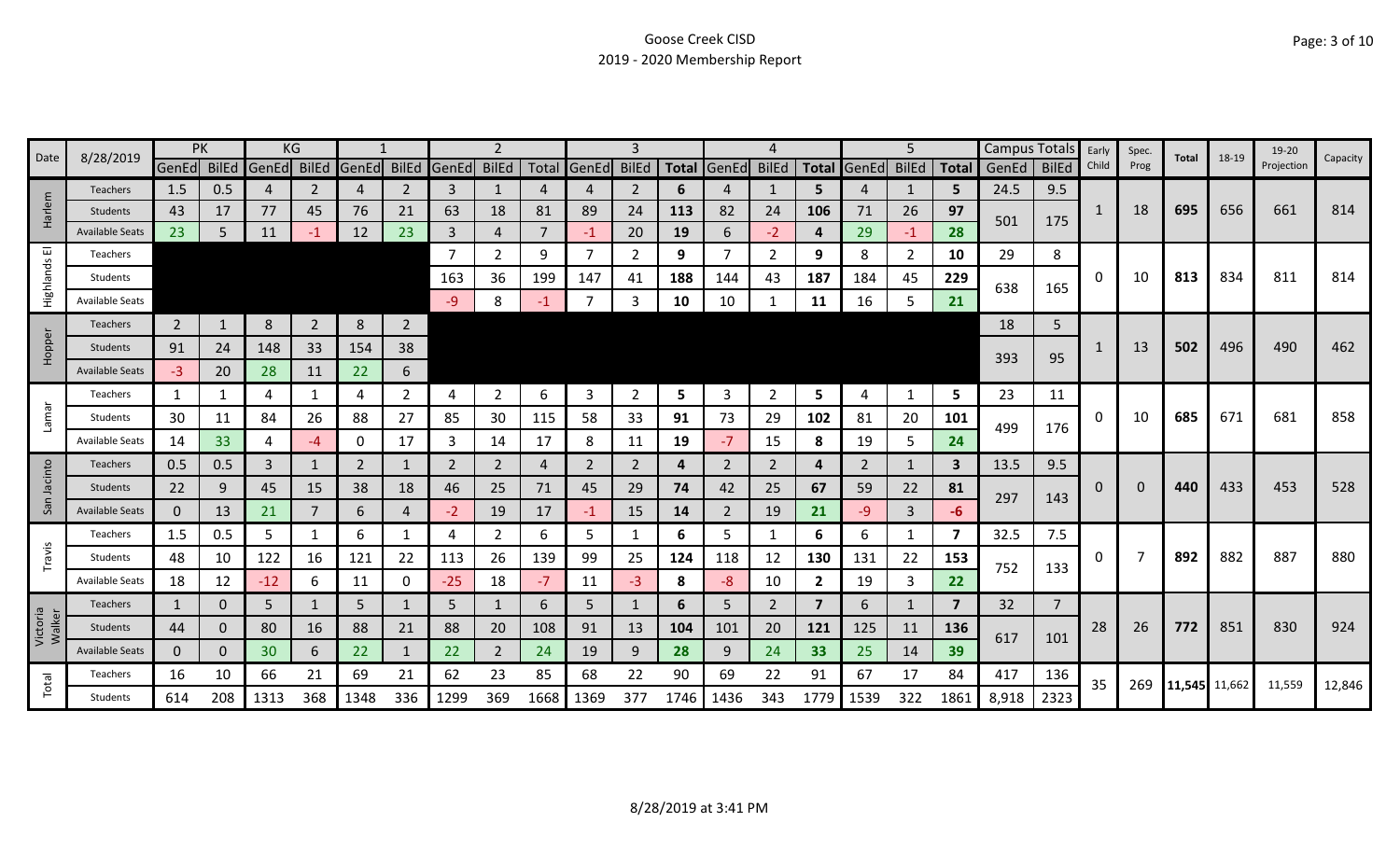Goose Creek CISD
2019 - 2020 Membership Report

| Date | 8/28/2019 | PK | | KG | | 1 | | 2 | | | 3 | | | 4 | | | 5 | | | Campus Totals | | Early Child | Spec. Prog | Total | 18-19 | 19-20 Projection | Capacity |
|---|---|---|---|---|---|---|---|---|---|---|---|---|---|---|---|---|---|---|---|---|---|---|---|---|---|---|---|
| | | GenEd | BilEd | GenEd | BilEd | GenEd | BilEd | GenEd | BilEd | Total | GenEd | BilEd | Total | GenEd | BilEd | Total | GenEd | BilEd | Total | GenEd | BilEd | | | | | | |
| Harlem | Teachers | 1.5 | 0.5 | 4 | 2 | 4 | 2 | 3 | 1 | 4 | 4 | 2 | **6** | 4 | 1 | **5** | 4 | 1 | **5** | 24.5 | 9.5 | 1 | 18 | **695** | 656 | 661 | 814 |
| | Students | 43 | 17 | 77 | 45 | 76 | 21 | 63 | 18 | 81 | 89 | 24 | **113** | 82 | 24 | **106** | 71 | 26 | **97** | 501 | 175 | | | | | | |
| | Available Seats | 23 | 5 | 11 | -1 | 12 | 23 | 3 | 4 | 7 | -1 | 20 | **19** | 6 | -2 | **4** | 29 | -1 | **28** | | | | | | | | |
| Highlands El | Teachers | | | | | | | 7 | 2 | 9 | 7 | 2 | **9** | 7 | 2 | **9** | 8 | 2 | **10** | 29 | 8 | 0 | 10 | **813** | 834 | 811 | 814 |
| | Students | | | | | | | 163 | 36 | 199 | 147 | 41 | **188** | 144 | 43 | **187** | 184 | 45 | **229** | 638 | 165 | | | | | | |
| | Available Seats | | | | | | | -9 | 8 | -1 | 7 | 3 | **10** | 10 | 1 | **11** | 16 | 5 | **21** | | | | | | | | |
| Hopper | Teachers | 2 | 1 | 8 | 2 | 8 | 2 | | | | | | | | | | | | | 18 | 5 | 1 | 13 | **502** | 496 | 490 | 462 |
| | Students | 91 | 24 | 148 | 33 | 154 | 38 | | | | | | | | | | | | | 393 | 95 | | | | | | |
| | Available Seats | -3 | 20 | 28 | 11 | 22 | 6 | | | | | | | | | | | | | | | | | | | | |
| Lamar | Teachers | 1 | 1 | 4 | 1 | 4 | 2 | 4 | 2 | 6 | 3 | 2 | **5** | 3 | 2 | **5** | 4 | 1 | **5** | 23 | 11 | 0 | 10 | **685** | 671 | 681 | 858 |
| | Students | 30 | 11 | 84 | 26 | 88 | 27 | 85 | 30 | 115 | 58 | 33 | **91** | 73 | 29 | **102** | 81 | 20 | **101** | 499 | 176 | | | | | | |
| | Available Seats | 14 | 33 | 4 | -4 | 0 | 17 | 3 | 14 | 17 | 8 | 11 | **19** | -7 | 15 | **8** | 19 | 5 | **24** | | | | | | | | |
| San Jacinto | Teachers | 0.5 | 0.5 | 3 | 1 | 2 | 1 | 2 | 2 | 4 | 2 | 2 | **4** | 2 | 2 | **4** | 2 | 1 | **3** | 13.5 | 9.5 | 0 | 0 | **440** | 433 | 453 | 528 |
| | Students | 22 | 9 | 45 | 15 | 38 | 18 | 46 | 25 | 71 | 45 | 29 | **74** | 42 | 25 | **67** | 59 | 22 | **81** | 297 | 143 | | | | | | |
| | Available Seats | 0 | 13 | 21 | 7 | 6 | 4 | -2 | 19 | 17 | -1 | 15 | **14** | 2 | 19 | **21** | -9 | 3 | **-6** | | | | | | | | |
| Travis | Teachers | 1.5 | 0.5 | 5 | 1 | 6 | 1 | 4 | 2 | 6 | 5 | 1 | **6** | 5 | 1 | **6** | 6 | 1 | **7** | 32.5 | 7.5 | 0 | 7 | **892** | 882 | 887 | 880 |
| | Students | 48 | 10 | 122 | 16 | 121 | 22 | 113 | 26 | 139 | 99 | 25 | **124** | 118 | 12 | **130** | 131 | 22 | **153** | 752 | 133 | | | | | | |
| | Available Seats | 18 | 12 | -12 | 6 | 11 | 0 | -25 | 18 | -7 | 11 | -3 | **8** | -8 | 10 | **2** | 19 | 3 | **22** | | | | | | | | |
| Victoria Walker | Teachers | 1 | 0 | 5 | 1 | 5 | 1 | 5 | 1 | 6 | 5 | 1 | **6** | 5 | 2 | **7** | 6 | 1 | **7** | 32 | 7 | 28 | 26 | **772** | 851 | 830 | 924 |
| | Students | 44 | 0 | 80 | 16 | 88 | 21 | 88 | 20 | 108 | 91 | 13 | **104** | 101 | 20 | **121** | 125 | 11 | **136** | 617 | 101 | | | | | | |
| | Available Seats | 0 | 0 | 30 | 6 | 22 | 1 | 22 | 2 | 24 | 19 | 9 | **28** | 9 | 24 | **33** | 25 | 14 | **39** | | | | | | | | |
| Total | Teachers | 16 | 10 | 66 | 21 | 69 | 21 | 62 | 23 | 85 | 68 | 22 | 90 | 69 | 22 | 91 | 67 | 17 | 84 | 417 | 136 | 35 | 269 | **11,545** | 11,662 | 11,559 | 12,846 |
| | Students | 614 | 208 | 1313 | 368 | 1348 | 336 | 1299 | 369 | 1668 | 1369 | 377 | 1746 | 1436 | 343 | 1779 | 1539 | 322 | 1861 | 8,918 | 2323 | | | | | | |

8/28/2019 at 3:41 PM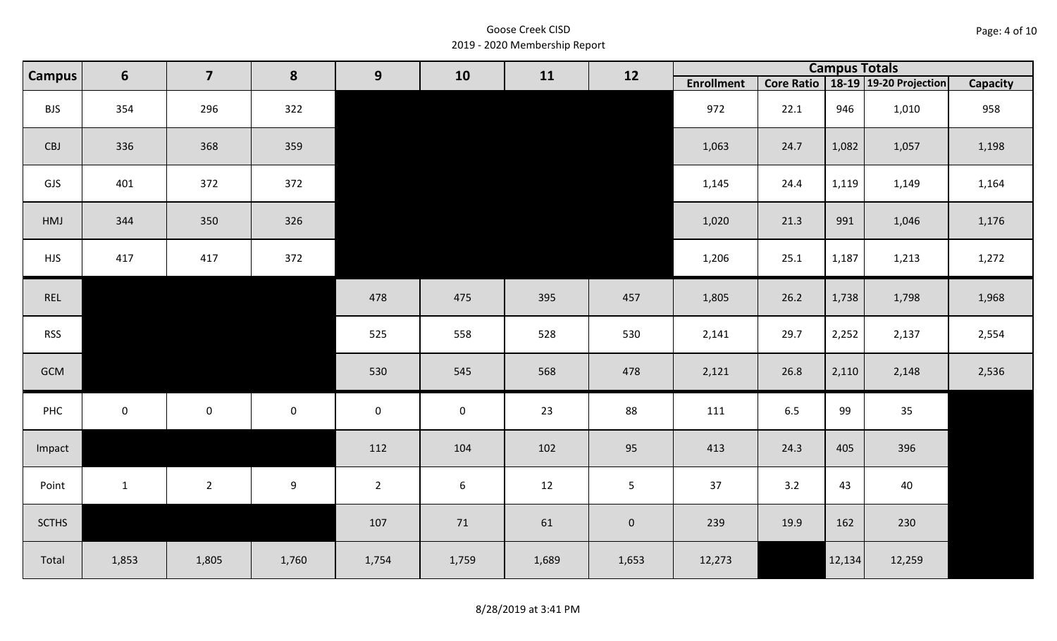Goose Creek CISD
2019 - 2020 Membership Report

| Campus | 6 | 7 | 8 | 9 | 10 | 11 | 12 | Campus Totals | | | | |
|---|---|---|---|---|---|---|---|---|---|---|---|---|
| | | | | | | | | Enrollment | Core Ratio | 18-19 | 19-20 Projection | Capacity |
| BJS | 354 | 296 | 322 | | | | | 972 | 22.1 | 946 | 1,010 | 958 |
| CBJ | 336 | 368 | 359 | | | | | 1,063 | 24.7 | 1,082 | 1,057 | 1,198 |
| GJS | 401 | 372 | 372 | | | | | 1,145 | 24.4 | 1,119 | 1,149 | 1,164 |
| HMJ | 344 | 350 | 326 | | | | | 1,020 | 21.3 | 991 | 1,046 | 1,176 |
| HJS | 417 | 417 | 372 | | | | | 1,206 | 25.1 | 1,187 | 1,213 | 1,272 |
| REL | | | | 478 | 475 | 395 | 457 | 1,805 | 26.2 | 1,738 | 1,798 | 1,968 |
| RSS | | | | 525 | 558 | 528 | 530 | 2,141 | 29.7 | 2,252 | 2,137 | 2,554 |
| GCM | | | | 530 | 545 | 568 | 478 | 2,121 | 26.8 | 2,110 | 2,148 | 2,536 |
| PHC | 0 | 0 | 0 | 0 | 0 | 23 | 88 | 111 | 6.5 | 99 | 35 | |
| Impact | | | | 112 | 104 | 102 | 95 | 413 | 24.3 | 405 | 396 | |
| Point | 1 | 2 | 9 | 2 | 6 | 12 | 5 | 37 | 3.2 | 43 | 40 | |
| SCTHS | | | | 107 | 71 | 61 | 0 | 239 | 19.9 | 162 | 230 | |
| Total | 1,853 | 1,805 | 1,760 | 1,754 | 1,759 | 1,689 | 1,653 | 12,273 | | 12,134 | 12,259 | |

8/28/2019 at 3:41 PM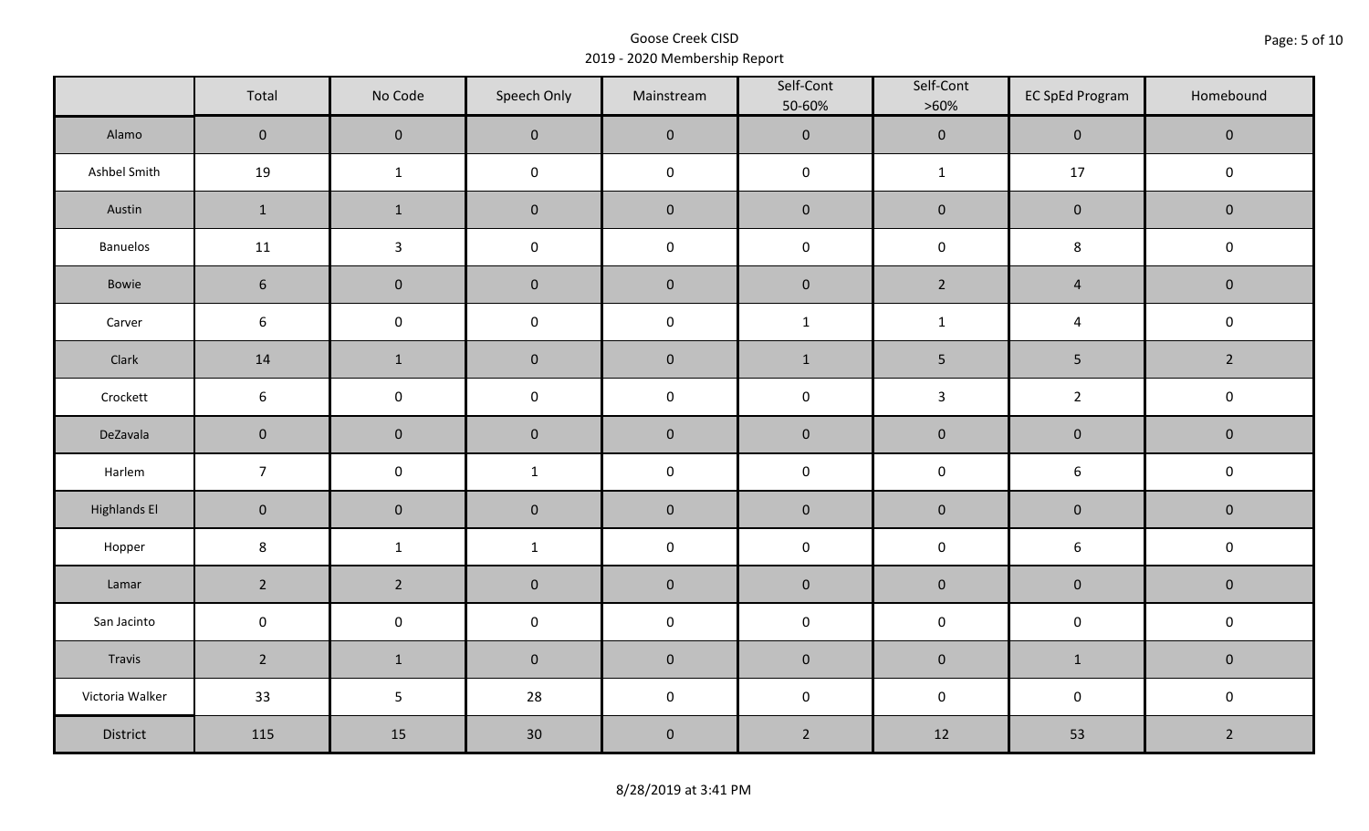Goose Creek CISD
2019 - 2020 Membership Report

| | Total | No Code | Speech Only | Mainstream | Self-Cont 50-60% | Self-Cont >60% | EC SpEd Program | Homebound |
|---|---|---|---|---|---|---|---|---|
| Alamo | 0 | 0 | 0 | 0 | 0 | 0 | 0 | 0 |
| Ashbel Smith | 19 | 1 | 0 | 0 | 0 | 1 | 17 | 0 |
| Austin | 1 | 1 | 0 | 0 | 0 | 0 | 0 | 0 |
| Banuelos | 11 | 3 | 0 | 0 | 0 | 0 | 8 | 0 |
| Bowie | 6 | 0 | 0 | 0 | 0 | 2 | 4 | 0 |
| Carver | 6 | 0 | 0 | 0 | 1 | 1 | 4 | 0 |
| Clark | 14 | 1 | 0 | 0 | 1 | 5 | 5 | 2 |
| Crockett | 6 | 0 | 0 | 0 | 0 | 3 | 2 | 0 |
| DeZavala | 0 | 0 | 0 | 0 | 0 | 0 | 0 | 0 |
| Harlem | 7 | 0 | 1 | 0 | 0 | 0 | 6 | 0 |
| Highlands El | 0 | 0 | 0 | 0 | 0 | 0 | 0 | 0 |
| Hopper | 8 | 1 | 1 | 0 | 0 | 0 | 6 | 0 |
| Lamar | 2 | 2 | 0 | 0 | 0 | 0 | 0 | 0 |
| San Jacinto | 0 | 0 | 0 | 0 | 0 | 0 | 0 | 0 |
| Travis | 2 | 1 | 0 | 0 | 0 | 0 | 1 | 0 |
| Victoria Walker | 33 | 5 | 28 | 0 | 0 | 0 | 0 | 0 |
| District | 115 | 15 | 30 | 0 | 2 | 12 | 53 | 2 |

8/28/2019 at 3:41 PM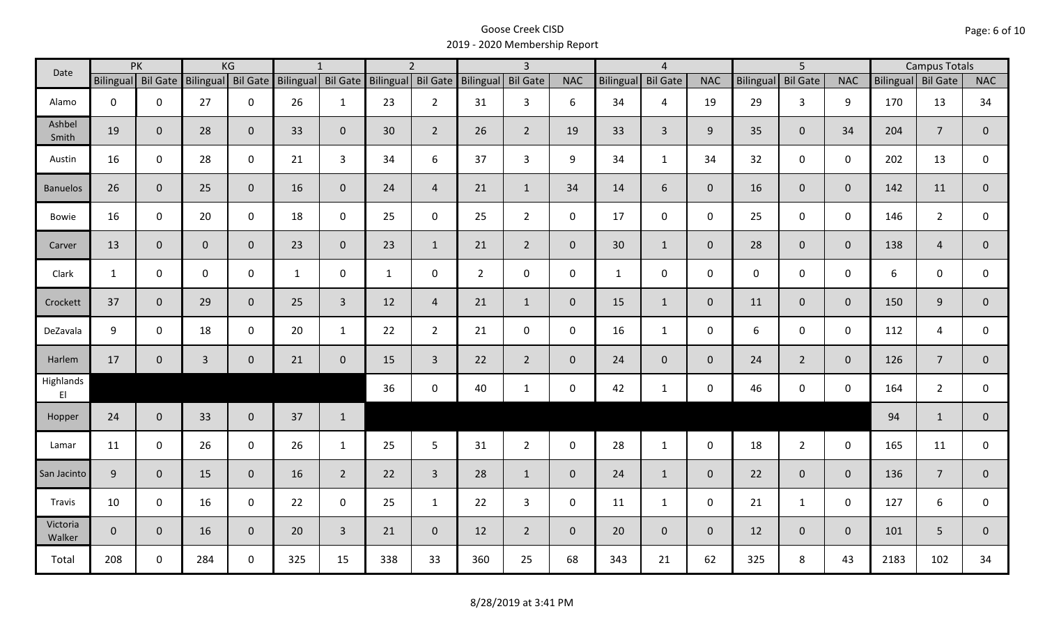# Goose Creek CISD
## 2019 - 2020 Membership Report

| Date | PK | | KG | | 1 | | 2 | | 3 | | | 4 | | | 5 | | | Campus Totals | | |
|---|---|---|---|---|---|---|---|---|---|---|---|---|---|---|---|---|---|---|---|---|
| | Bilingual | Bil Gate | Bilingual | Bil Gate | Bilingual | Bil Gate | Bilingual | Bil Gate | Bilingual | Bil Gate | NAC | Bilingual | Bil Gate | NAC | Bilingual | Bil Gate | NAC | Bilingual | Bil Gate | NAC |
| Alamo | 0 | 0 | 27 | 0 | 26 | 1 | 23 | 2 | 31 | 3 | 6 | 34 | 4 | 19 | 29 | 3 | 9 | 170 | 13 | 34 |
| Ashbel Smith | 19 | 0 | 28 | 0 | 33 | 0 | 30 | 2 | 26 | 2 | 19 | 33 | 3 | 9 | 35 | 0 | 34 | 204 | 7 | 0 |
| Austin | 16 | 0 | 28 | 0 | 21 | 3 | 34 | 6 | 37 | 3 | 9 | 34 | 1 | 34 | 32 | 0 | 0 | 202 | 13 | 0 |
| Banuelos | 26 | 0 | 25 | 0 | 16 | 0 | 24 | 4 | 21 | 1 | 34 | 14 | 6 | 0 | 16 | 0 | 0 | 142 | 11 | 0 |
| Bowie | 16 | 0 | 20 | 0 | 18 | 0 | 25 | 0 | 25 | 2 | 0 | 17 | 0 | 0 | 25 | 0 | 0 | 146 | 2 | 0 |
| Carver | 13 | 0 | 0 | 0 | 23 | 0 | 23 | 1 | 21 | 2 | 0 | 30 | 1 | 0 | 28 | 0 | 0 | 138 | 4 | 0 |
| Clark | 1 | 0 | 0 | 0 | 1 | 0 | 1 | 0 | 2 | 0 | 0 | 1 | 0 | 0 | 0 | 0 | 0 | 6 | 0 | 0 |
| Crockett | 37 | 0 | 29 | 0 | 25 | 3 | 12 | 4 | 21 | 1 | 0 | 15 | 1 | 0 | 11 | 0 | 0 | 150 | 9 | 0 |
| DeZavala | 9 | 0 | 18 | 0 | 20 | 1 | 22 | 2 | 21 | 0 | 0 | 16 | 1 | 0 | 6 | 0 | 0 | 112 | 4 | 0 |
| Harlem | 17 | 0 | 3 | 0 | 21 | 0 | 15 | 3 | 22 | 2 | 0 | 24 | 0 | 0 | 24 | 2 | 0 | 126 | 7 | 0 |
| Highlands El | | | | | | | 36 | 0 | 40 | 1 | 0 | 42 | 1 | 0 | 46 | 0 | 0 | 164 | 2 | 0 |
| Hopper | 24 | 0 | 33 | 0 | 37 | 1 | | | | | | | | | | | | 94 | 1 | 0 |
| Lamar | 11 | 0 | 26 | 0 | 26 | 1 | 25 | 5 | 31 | 2 | 0 | 28 | 1 | 0 | 18 | 2 | 0 | 165 | 11 | 0 |
| San Jacinto | 9 | 0 | 15 | 0 | 16 | 2 | 22 | 3 | 28 | 1 | 0 | 24 | 1 | 0 | 22 | 0 | 0 | 136 | 7 | 0 |
| Travis | 10 | 0 | 16 | 0 | 22 | 0 | 25 | 1 | 22 | 3 | 0 | 11 | 1 | 0 | 21 | 1 | 0 | 127 | 6 | 0 |
| Victoria Walker | 0 | 0 | 16 | 0 | 20 | 3 | 21 | 0 | 12 | 2 | 0 | 20 | 0 | 0 | 12 | 0 | 0 | 101 | 5 | 0 |
| Total | 208 | 0 | 284 | 0 | 325 | 15 | 338 | 33 | 360 | 25 | 68 | 343 | 21 | 62 | 325 | 8 | 43 | 2183 | 102 | 34 |

8/28/2019 at 3:41 PM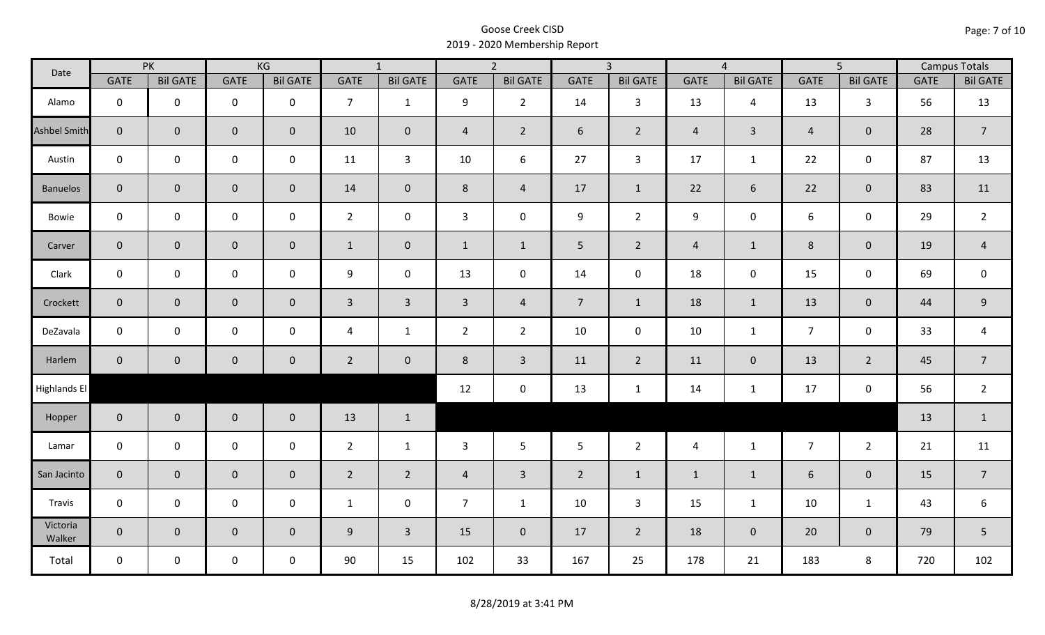# Goose Creek CISD
## 2019 - 2020 Membership Report

| Date | PK | | KG | | 1 | | 2 | | 3 | | 4 | | 5 | | Campus Totals | |
|---|---|---|---|---|---|---|---|---|---|---|---|---|---|---|---|---|
| | GATE | Bil GATE | GATE | Bil GATE | GATE | Bil GATE | GATE | Bil GATE | GATE | Bil GATE | GATE | Bil GATE | GATE | Bil GATE | GATE | Bil GATE |
| Alamo | 0 | 0 | 0 | 0 | 7 | 1 | 9 | 2 | 14 | 3 | 13 | 4 | 13 | 3 | 56 | 13 |
| Ashbel Smith | 0 | 0 | 0 | 0 | 10 | 0 | 4 | 2 | 6 | 2 | 4 | 3 | 4 | 0 | 28 | 7 |
| Austin | 0 | 0 | 0 | 0 | 11 | 3 | 10 | 6 | 27 | 3 | 17 | 1 | 22 | 0 | 87 | 13 |
| Banuelos | 0 | 0 | 0 | 0 | 14 | 0 | 8 | 4 | 17 | 1 | 22 | 6 | 22 | 0 | 83 | 11 |
| Bowie | 0 | 0 | 0 | 0 | 2 | 0 | 3 | 0 | 9 | 2 | 9 | 0 | 6 | 0 | 29 | 2 |
| Carver | 0 | 0 | 0 | 0 | 1 | 0 | 1 | 1 | 5 | 2 | 4 | 1 | 8 | 0 | 19 | 4 |
| Clark | 0 | 0 | 0 | 0 | 9 | 0 | 13 | 0 | 14 | 0 | 18 | 0 | 15 | 0 | 69 | 0 |
| Crockett | 0 | 0 | 0 | 0 | 3 | 3 | 3 | 4 | 7 | 1 | 18 | 1 | 13 | 0 | 44 | 9 |
| DeZavala | 0 | 0 | 0 | 0 | 4 | 1 | 2 | 2 | 10 | 0 | 10 | 1 | 7 | 0 | 33 | 4 |
| Harlem | 0 | 0 | 0 | 0 | 2 | 0 | 8 | 3 | 11 | 2 | 11 | 0 | 13 | 2 | 45 | 7 |
| Highlands El | | | | | | | 12 | 0 | 13 | 1 | 14 | 1 | 17 | 0 | 56 | 2 |
| Hopper | 0 | 0 | 0 | 0 | 13 | 1 | | | | | | | | | 13 | 1 |
| Lamar | 0 | 0 | 0 | 0 | 2 | 1 | 3 | 5 | 5 | 2 | 4 | 1 | 7 | 2 | 21 | 11 |
| San Jacinto | 0 | 0 | 0 | 0 | 2 | 2 | 4 | 3 | 2 | 1 | 1 | 1 | 6 | 0 | 15 | 7 |
| Travis | 0 | 0 | 0 | 0 | 1 | 0 | 7 | 1 | 10 | 3 | 15 | 1 | 10 | 1 | 43 | 6 |
| Victoria Walker | 0 | 0 | 0 | 0 | 9 | 3 | 15 | 0 | 17 | 2 | 18 | 0 | 20 | 0 | 79 | 5 |
| Total | 0 | 0 | 0 | 0 | 90 | 15 | 102 | 33 | 167 | 25 | 178 | 21 | 183 | 8 | 720 | 102 |

8/28/2019 at 3:41 PM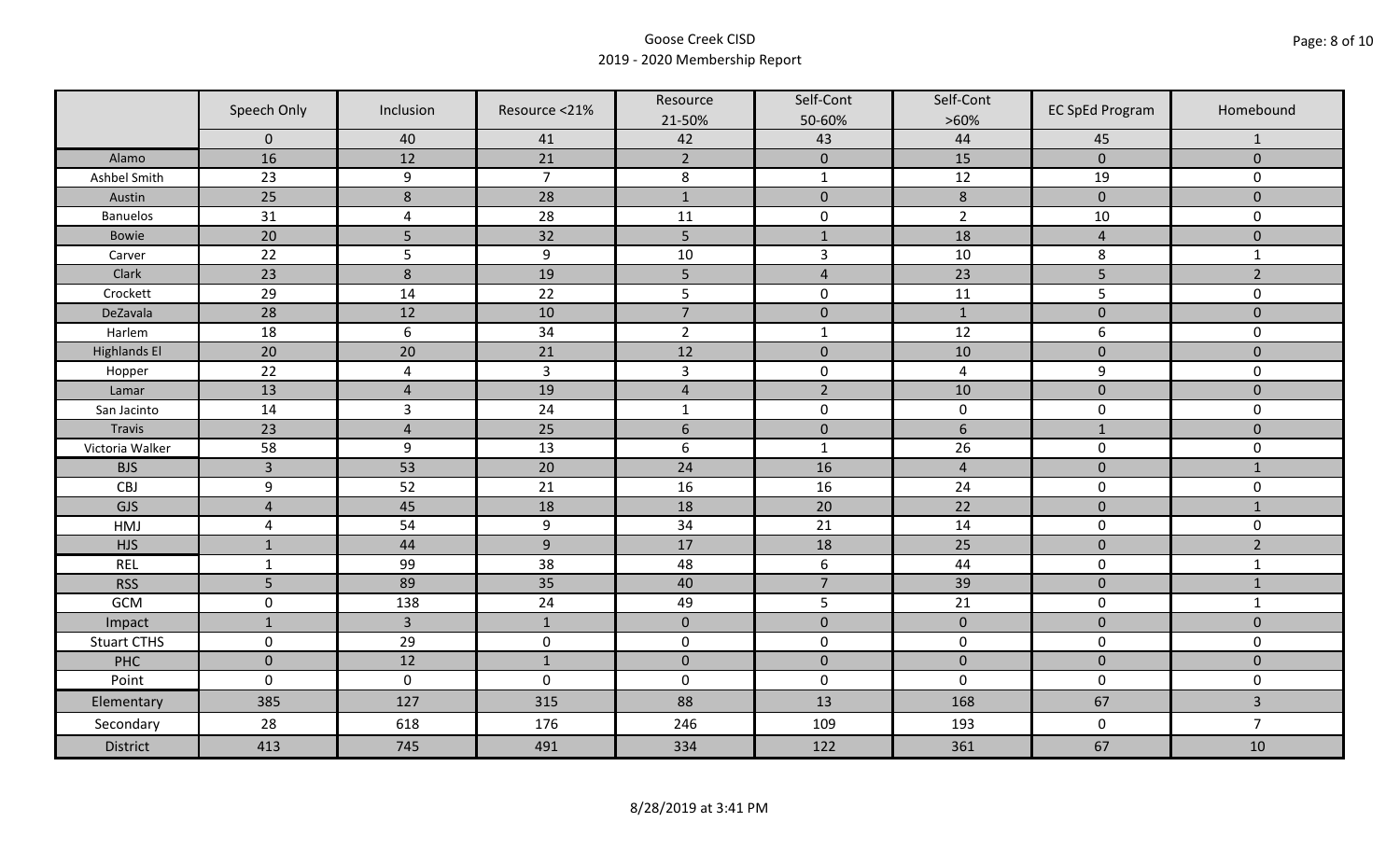# Goose Creek CISD

## 2019 - 2020 Membership Report

| | Speech Only | Inclusion | Resource <21% | Resource 21-50% | Self-Cont 50-60% | Self-Cont >60% | EC SpEd Program | Homebound |
|---|---|---|---|---|---|---|---|---|
| | 0 | 40 | 41 | 42 | 43 | 44 | 45 | 1 |
| Alamo | 16 | 12 | 21 | 2 | 0 | 15 | 0 | 0 |
| Ashbel Smith | 23 | 9 | 7 | 8 | 1 | 12 | 19 | 0 |
| Austin | 25 | 8 | 28 | 1 | 0 | 8 | 0 | 0 |
| Banuelos | 31 | 4 | 28 | 11 | 0 | 2 | 10 | 0 |
| Bowie | 20 | 5 | 32 | 5 | 1 | 18 | 4 | 0 |
| Carver | 22 | 5 | 9 | 10 | 3 | 10 | 8 | 1 |
| Clark | 23 | 8 | 19 | 5 | 4 | 23 | 5 | 2 |
| Crockett | 29 | 14 | 22 | 5 | 0 | 11 | 5 | 0 |
| DeZavala | 28 | 12 | 10 | 7 | 0 | 1 | 0 | 0 |
| Harlem | 18 | 6 | 34 | 2 | 1 | 12 | 6 | 0 |
| Highlands El | 20 | 20 | 21 | 12 | 0 | 10 | 0 | 0 |
| Hopper | 22 | 4 | 3 | 3 | 0 | 4 | 9 | 0 |
| Lamar | 13 | 4 | 19 | 4 | 2 | 10 | 0 | 0 |
| San Jacinto | 14 | 3 | 24 | 1 | 0 | 0 | 0 | 0 |
| Travis | 23 | 4 | 25 | 6 | 0 | 6 | 1 | 0 |
| Victoria Walker | 58 | 9 | 13 | 6 | 1 | 26 | 0 | 0 |
| BJS | 3 | 53 | 20 | 24 | 16 | 4 | 0 | 1 |
| CBJ | 9 | 52 | 21 | 16 | 16 | 24 | 0 | 0 |
| GJS | 4 | 45 | 18 | 18 | 20 | 22 | 0 | 1 |
| HMJ | 4 | 54 | 9 | 34 | 21 | 14 | 0 | 0 |
| HJS | 1 | 44 | 9 | 17 | 18 | 25 | 0 | 2 |
| REL | 1 | 99 | 38 | 48 | 6 | 44 | 0 | 1 |
| RSS | 5 | 89 | 35 | 40 | 7 | 39 | 0 | 1 |
| GCM | 0 | 138 | 24 | 49 | 5 | 21 | 0 | 1 |
| Impact | 1 | 3 | 1 | 0 | 0 | 0 | 0 | 0 |
| Stuart CTHS | 0 | 29 | 0 | 0 | 0 | 0 | 0 | 0 |
| PHC | 0 | 12 | 1 | 0 | 0 | 0 | 0 | 0 |
| Point | 0 | 0 | 0 | 0 | 0 | 0 | 0 | 0 |
| Elementary | 385 | 127 | 315 | 88 | 13 | 168 | 67 | 3 |
| Secondary | 28 | 618 | 176 | 246 | 109 | 193 | 0 | 7 |
| District | 413 | 745 | 491 | 334 | 122 | 361 | 67 | 10 |

8/28/2019 at 3:41 PM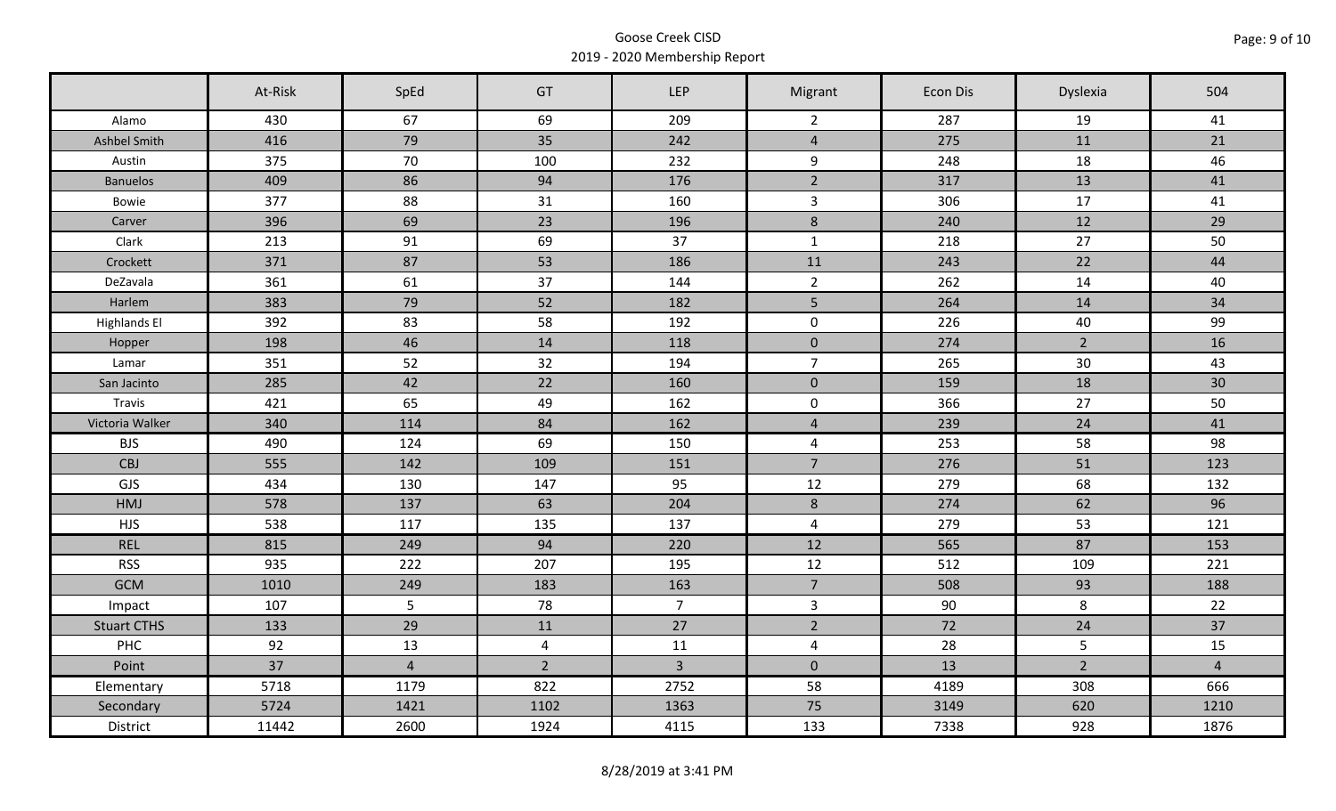Goose Creek CISD

2019 - 2020 Membership Report

| | At-Risk | SpEd | GT | LEP | Migrant | Econ Dis | Dyslexia | 504 |
|---|---|---|---|---|---|---|---|---|
| Alamo | 430 | 67 | 69 | 209 | 2 | 287 | 19 | 41 |
| Ashbel Smith | 416 | 79 | 35 | 242 | 4 | 275 | 11 | 21 |
| Austin | 375 | 70 | 100 | 232 | 9 | 248 | 18 | 46 |
| Banuelos | 409 | 86 | 94 | 176 | 2 | 317 | 13 | 41 |
| Bowie | 377 | 88 | 31 | 160 | 3 | 306 | 17 | 41 |
| Carver | 396 | 69 | 23 | 196 | 8 | 240 | 12 | 29 |
| Clark | 213 | 91 | 69 | 37 | 1 | 218 | 27 | 50 |
| Crockett | 371 | 87 | 53 | 186 | 11 | 243 | 22 | 44 |
| DeZavala | 361 | 61 | 37 | 144 | 2 | 262 | 14 | 40 |
| Harlem | 383 | 79 | 52 | 182 | 5 | 264 | 14 | 34 |
| Highlands El | 392 | 83 | 58 | 192 | 0 | 226 | 40 | 99 |
| Hopper | 198 | 46 | 14 | 118 | 0 | 274 | 2 | 16 |
| Lamar | 351 | 52 | 32 | 194 | 7 | 265 | 30 | 43 |
| San Jacinto | 285 | 42 | 22 | 160 | 0 | 159 | 18 | 30 |
| Travis | 421 | 65 | 49 | 162 | 0 | 366 | 27 | 50 |
| Victoria Walker | 340 | 114 | 84 | 162 | 4 | 239 | 24 | 41 |
| BJS | 490 | 124 | 69 | 150 | 4 | 253 | 58 | 98 |
| CBJ | 555 | 142 | 109 | 151 | 7 | 276 | 51 | 123 |
| GJS | 434 | 130 | 147 | 95 | 12 | 279 | 68 | 132 |
| HMJ | 578 | 137 | 63 | 204 | 8 | 274 | 62 | 96 |
| HJS | 538 | 117 | 135 | 137 | 4 | 279 | 53 | 121 |
| REL | 815 | 249 | 94 | 220 | 12 | 565 | 87 | 153 |
| RSS | 935 | 222 | 207 | 195 | 12 | 512 | 109 | 221 |
| GCM | 1010 | 249 | 183 | 163 | 7 | 508 | 93 | 188 |
| Impact | 107 | 5 | 78 | 7 | 3 | 90 | 8 | 22 |
| Stuart CTHS | 133 | 29 | 11 | 27 | 2 | 72 | 24 | 37 |
| PHC | 92 | 13 | 4 | 11 | 4 | 28 | 5 | 15 |
| Point | 37 | 4 | 2 | 3 | 0 | 13 | 2 | 4 |
| Elementary | 5718 | 1179 | 822 | 2752 | 58 | 4189 | 308 | 666 |
| Secondary | 5724 | 1421 | 1102 | 1363 | 75 | 3149 | 620 | 1210 |
| District | 11442 | 2600 | 1924 | 4115 | 133 | 7338 | 928 | 1876 |

8/28/2019 at 3:41 PM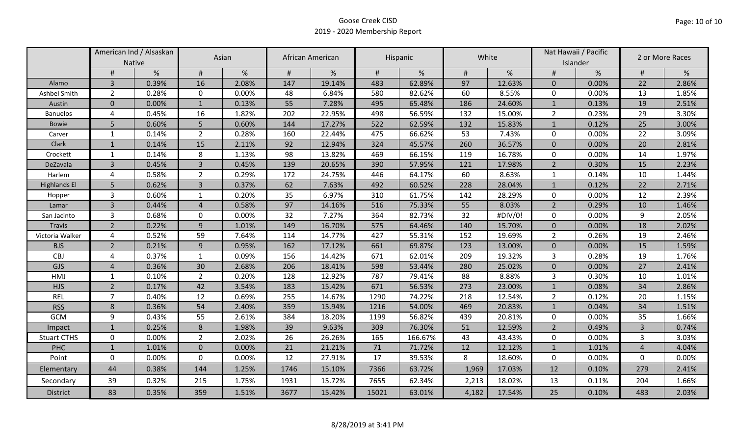# Goose Creek CISD
## 2019 - 2020 Membership Report

| | American Ind / Alsaskan Native | | Asian | | African American | | Hispanic | | White | | Nat Hawaii / Pacific Islander | | 2 or More Races | |
|---|---|---|---|---|---|---|---|---|---|---|---|---|---|---|
| | # | % | # | % | # | % | # | % | # | % | # | % | # | % |
| Alamo | 3 | 0.39% | 16 | 2.08% | 147 | 19.14% | 483 | 62.89% | 97 | 12.63% | 0 | 0.00% | 22 | 2.86% |
| Ashbel Smith | 2 | 0.28% | 0 | 0.00% | 48 | 6.84% | 580 | 82.62% | 60 | 8.55% | 0 | 0.00% | 13 | 1.85% |
| Austin | 0 | 0.00% | 1 | 0.13% | 55 | 7.28% | 495 | 65.48% | 186 | 24.60% | 1 | 0.13% | 19 | 2.51% |
| Banuelos | 4 | 0.45% | 16 | 1.82% | 202 | 22.95% | 498 | 56.59% | 132 | 15.00% | 2 | 0.23% | 29 | 3.30% |
| Bowie | 5 | 0.60% | 5 | 0.60% | 144 | 17.27% | 522 | 62.59% | 132 | 15.83% | 1 | 0.12% | 25 | 3.00% |
| Carver | 1 | 0.14% | 2 | 0.28% | 160 | 22.44% | 475 | 66.62% | 53 | 7.43% | 0 | 0.00% | 22 | 3.09% |
| Clark | 1 | 0.14% | 15 | 2.11% | 92 | 12.94% | 324 | 45.57% | 260 | 36.57% | 0 | 0.00% | 20 | 2.81% |
| Crockett | 1 | 0.14% | 8 | 1.13% | 98 | 13.82% | 469 | 66.15% | 119 | 16.78% | 0 | 0.00% | 14 | 1.97% |
| DeZavala | 3 | 0.45% | 3 | 0.45% | 139 | 20.65% | 390 | 57.95% | 121 | 17.98% | 2 | 0.30% | 15 | 2.23% |
| Harlem | 4 | 0.58% | 2 | 0.29% | 172 | 24.75% | 446 | 64.17% | 60 | 8.63% | 1 | 0.14% | 10 | 1.44% |
| Highlands El | 5 | 0.62% | 3 | 0.37% | 62 | 7.63% | 492 | 60.52% | 228 | 28.04% | 1 | 0.12% | 22 | 2.71% |
| Hopper | 3 | 0.60% | 1 | 0.20% | 35 | 6.97% | 310 | 61.75% | 142 | 28.29% | 0 | 0.00% | 12 | 2.39% |
| Lamar | 3 | 0.44% | 4 | 0.58% | 97 | 14.16% | 516 | 75.33% | 55 | 8.03% | 2 | 0.29% | 10 | 1.46% |
| San Jacinto | 3 | 0.68% | 0 | 0.00% | 32 | 7.27% | 364 | 82.73% | 32 | #DIV/0! | 0 | 0.00% | 9 | 2.05% |
| Travis | 2 | 0.22% | 9 | 1.01% | 149 | 16.70% | 575 | 64.46% | 140 | 15.70% | 0 | 0.00% | 18 | 2.02% |
| Victoria Walker | 4 | 0.52% | 59 | 7.64% | 114 | 14.77% | 427 | 55.31% | 152 | 19.69% | 2 | 0.26% | 19 | 2.46% |
| BJS | 2 | 0.21% | 9 | 0.95% | 162 | 17.12% | 661 | 69.87% | 123 | 13.00% | 0 | 0.00% | 15 | 1.59% |
| CBJ | 4 | 0.37% | 1 | 0.09% | 156 | 14.42% | 671 | 62.01% | 209 | 19.32% | 3 | 0.28% | 19 | 1.76% |
| GJS | 4 | 0.36% | 30 | 2.68% | 206 | 18.41% | 598 | 53.44% | 280 | 25.02% | 0 | 0.00% | 27 | 2.41% |
| HMJ | 1 | 0.10% | 2 | 0.20% | 128 | 12.92% | 787 | 79.41% | 88 | 8.88% | 3 | 0.30% | 10 | 1.01% |
| HJS | 2 | 0.17% | 42 | 3.54% | 183 | 15.42% | 671 | 56.53% | 273 | 23.00% | 1 | 0.08% | 34 | 2.86% |
| REL | 7 | 0.40% | 12 | 0.69% | 255 | 14.67% | 1290 | 74.22% | 218 | 12.54% | 2 | 0.12% | 20 | 1.15% |
| RSS | 8 | 0.36% | 54 | 2.40% | 359 | 15.94% | 1216 | 54.00% | 469 | 20.83% | 1 | 0.04% | 34 | 1.51% |
| GCM | 9 | 0.43% | 55 | 2.61% | 384 | 18.20% | 1199 | 56.82% | 439 | 20.81% | 0 | 0.00% | 35 | 1.66% |
| Impact | 1 | 0.25% | 8 | 1.98% | 39 | 9.63% | 309 | 76.30% | 51 | 12.59% | 2 | 0.49% | 3 | 0.74% |
| Stuart CTHS | 0 | 0.00% | 2 | 2.02% | 26 | 26.26% | 165 | 166.67% | 43 | 43.43% | 0 | 0.00% | 3 | 3.03% |
| PHC | 1 | 1.01% | 0 | 0.00% | 21 | 21.21% | 71 | 71.72% | 12 | 12.12% | 1 | 1.01% | 4 | 4.04% |
| Point | 0 | 0.00% | 0 | 0.00% | 12 | 27.91% | 17 | 39.53% | 8 | 18.60% | 0 | 0.00% | 0 | 0.00% |
| Elementary | 44 | 0.38% | 144 | 1.25% | 1746 | 15.10% | 7366 | 63.72% | 1,969 | 17.03% | 12 | 0.10% | 279 | 2.41% |
| Secondary | 39 | 0.32% | 215 | 1.75% | 1931 | 15.72% | 7655 | 62.34% | 2,213 | 18.02% | 13 | 0.11% | 204 | 1.66% |
| District | 83 | 0.35% | 359 | 1.51% | 3677 | 15.42% | 15021 | 63.01% | 4,182 | 17.54% | 25 | 0.10% | 483 | 2.03% |

8/28/2019 at 3:41 PM